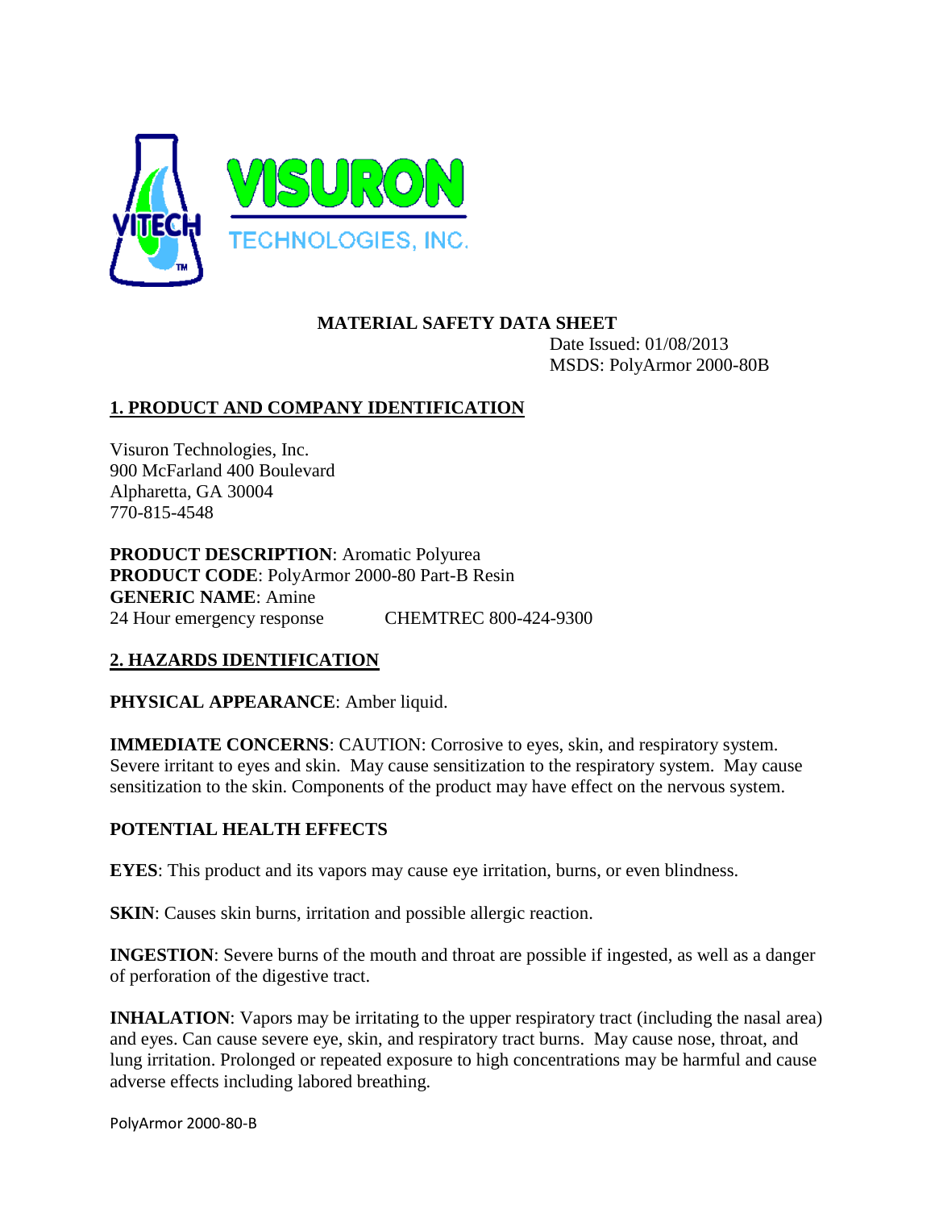VISURON TECHNOLOGIES, INC.

# MATERIAL SAFETY DATA SHEET

Date Issued: 01/08/2013
MSDS: PolyArmor 2000-80B

## 1. PRODUCT AND COMPANY IDENTIFICATION

Visuron Technologies, Inc.
900 McFarland 400 Boulevard
Alpharetta, GA 30004
770-815-4548

**PRODUCT DESCRIPTION**: Aromatic Polyurea
**PRODUCT CODE**: PolyArmor 2000-80 Part-B Resin
**GENERIC NAME**: Amine
24 Hour emergency response CHEMTREC 800-424-9300

## 2. HAZARDS IDENTIFICATION

**PHYSICAL APPEARANCE**: Amber liquid.

**IMMEDIATE CONCERNS**: CAUTION: Corrosive to eyes, skin, and respiratory system. Severe irritant to eyes and skin. May cause sensitization to the respiratory system. May cause sensitization to the skin. Components of the product may have effect on the nervous system.

### POTENTIAL HEALTH EFFECTS

**EYES**: This product and its vapors may cause eye irritation, burns, or even blindness.

**SKIN**: Causes skin burns, irritation and possible allergic reaction.

**INGESTION**: Severe burns of the mouth and throat are possible if ingested, as well as a danger of perforation of the digestive tract.

**INHALATION**: Vapors may be irritating to the upper respiratory tract (including the nasal area) and eyes. Can cause severe eye, skin, and respiratory tract burns. May cause nose, throat, and lung irritation. Prolonged or repeated exposure to high concentrations may be harmful and cause adverse effects including labored breathing.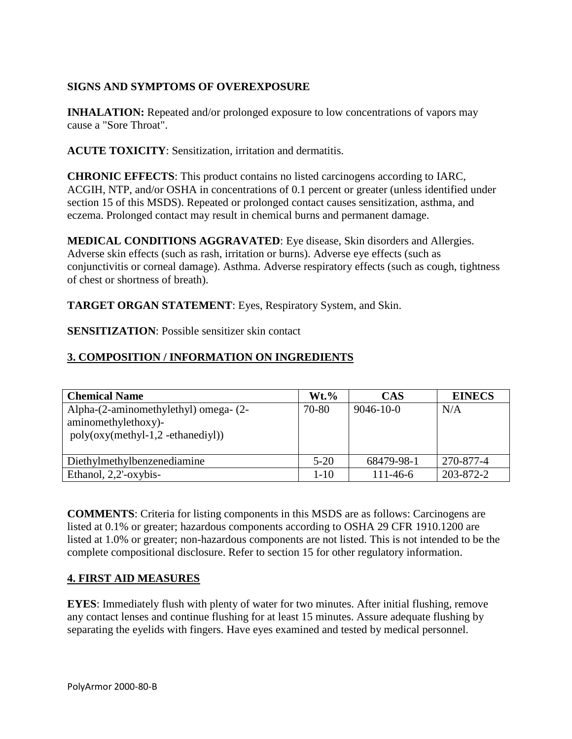**SIGNS AND SYMPTOMS OF OVEREXPOSURE**

**INHALATION:** Repeated and/or prolonged exposure to low concentrations of vapors may cause a "Sore Throat".

**ACUTE TOXICITY**: Sensitization, irritation and dermatitis.

**CHRONIC EFFECTS**: This product contains no listed carcinogens according to IARC, ACGIH, NTP, and/or OSHA in concentrations of 0.1 percent or greater (unless identified under section 15 of this MSDS). Repeated or prolonged contact causes sensitization, asthma, and eczema. Prolonged contact may result in chemical burns and permanent damage.

**MEDICAL CONDITIONS AGGRAVATED**: Eye disease, Skin disorders and Allergies. Adverse skin effects (such as rash, irritation or burns). Adverse eye effects (such as conjunctivitis or corneal damage). Asthma. Adverse respiratory effects (such as cough, tightness of chest or shortness of breath).

**TARGET ORGAN STATEMENT**: Eyes, Respiratory System, and Skin.

**SENSITIZATION**: Possible sensitizer skin contact

## 3. COMPOSITION / INFORMATION ON INGREDIENTS

| Chemical Name | Wt.% | CAS | EINECS |
|---|---|---|---|
| Alpha-(2-aminomethylethyl) omega- (2-aminomethylethoxy)- poly(oxy(methyl-1,2 -ethanediyl)) | 70-80 | 9046-10-0 | N/A |
| Diethylmethylbenzenediamine | 5-20 | 68479-98-1 | 270-877-4 |
| Ethanol, 2,2'-oxybis- | 1-10 | 111-46-6 | 203-872-2 |

**COMMENTS**: Criteria for listing components in this MSDS are as follows: Carcinogens are listed at 0.1% or greater; hazardous components according to OSHA 29 CFR 1910.1200 are listed at 1.0% or greater; non-hazardous components are not listed. This is not intended to be the complete compositional disclosure. Refer to section 15 for other regulatory information.

## 4. FIRST AID MEASURES

**EYES**: Immediately flush with plenty of water for two minutes. After initial flushing, remove any contact lenses and continue flushing for at least 15 minutes. Assure adequate flushing by separating the eyelids with fingers. Have eyes examined and tested by medical personnel.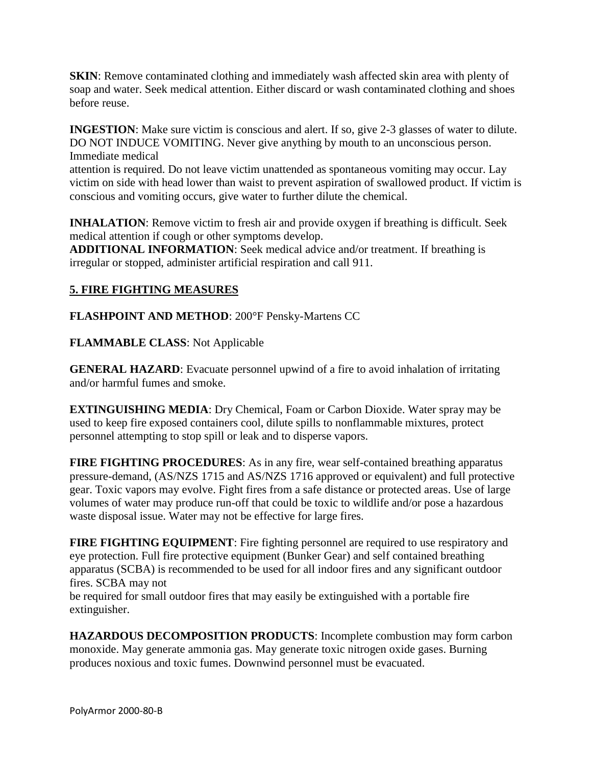**SKIN**: Remove contaminated clothing and immediately wash affected skin area with plenty of soap and water. Seek medical attention. Either discard or wash contaminated clothing and shoes before reuse.

**INGESTION**: Make sure victim is conscious and alert. If so, give 2-3 glasses of water to dilute. DO NOT INDUCE VOMITING. Never give anything by mouth to an unconscious person. Immediate medical attention is required. Do not leave victim unattended as spontaneous vomiting may occur. Lay victim on side with head lower than waist to prevent aspiration of swallowed product. If victim is conscious and vomiting occurs, give water to further dilute the chemical.

**INHALATION**: Remove victim to fresh air and provide oxygen if breathing is difficult. Seek medical attention if cough or other symptoms develop.

**ADDITIONAL INFORMATION**: Seek medical advice and/or treatment. If breathing is irregular or stopped, administer artificial respiration and call 911.

## 5. FIRE FIGHTING MEASURES

**FLASHPOINT AND METHOD**: 200°F Pensky-Martens CC

**FLAMMABLE CLASS**: Not Applicable

**GENERAL HAZARD**: Evacuate personnel upwind of a fire to avoid inhalation of irritating and/or harmful fumes and smoke.

**EXTINGUISHING MEDIA**: Dry Chemical, Foam or Carbon Dioxide. Water spray may be used to keep fire exposed containers cool, dilute spills to nonflammable mixtures, protect personnel attempting to stop spill or leak and to disperse vapors.

**FIRE FIGHTING PROCEDURES**: As in any fire, wear self-contained breathing apparatus pressure-demand, (AS/NZS 1715 and AS/NZS 1716 approved or equivalent) and full protective gear. Toxic vapors may evolve. Fight fires from a safe distance or protected areas. Use of large volumes of water may produce run-off that could be toxic to wildlife and/or pose a hazardous waste disposal issue. Water may not be effective for large fires.

**FIRE FIGHTING EQUIPMENT**: Fire fighting personnel are required to use respiratory and eye protection. Full fire protective equipment (Bunker Gear) and self contained breathing apparatus (SCBA) is recommended to be used for all indoor fires and any significant outdoor fires. SCBA may not be required for small outdoor fires that may easily be extinguished with a portable fire extinguisher.

**HAZARDOUS DECOMPOSITION PRODUCTS**: Incomplete combustion may form carbon monoxide. May generate ammonia gas. May generate toxic nitrogen oxide gases. Burning produces noxious and toxic fumes. Downwind personnel must be evacuated.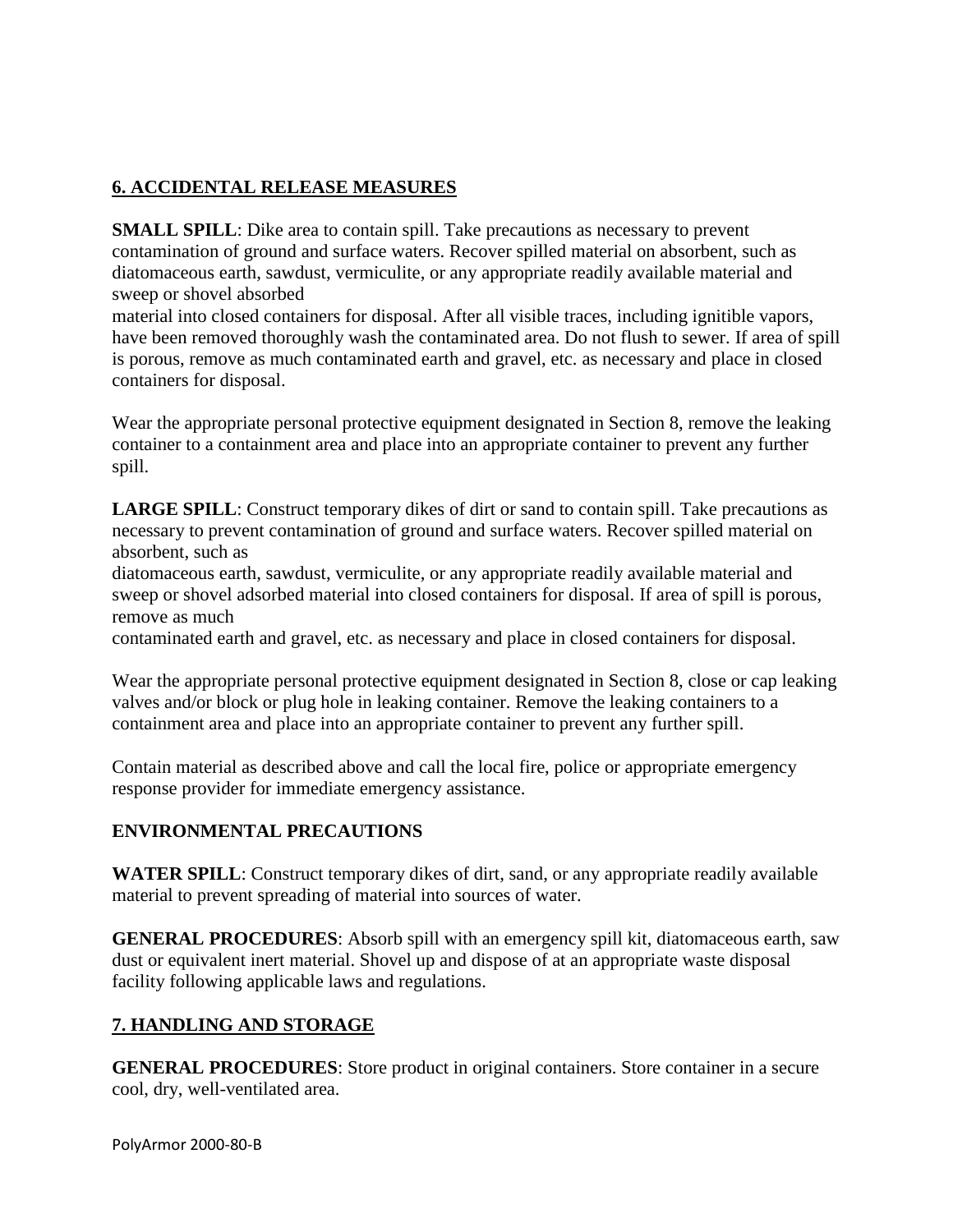## 6. ACCIDENTAL RELEASE MEASURES

**SMALL SPILL**: Dike area to contain spill. Take precautions as necessary to prevent contamination of ground and surface waters. Recover spilled material on absorbent, such as diatomaceous earth, sawdust, vermiculite, or any appropriate readily available material and sweep or shovel absorbed material into closed containers for disposal. After all visible traces, including ignitible vapors, have been removed thoroughly wash the contaminated area. Do not flush to sewer. If area of spill is porous, remove as much contaminated earth and gravel, etc. as necessary and place in closed containers for disposal.

Wear the appropriate personal protective equipment designated in Section 8, remove the leaking container to a containment area and place into an appropriate container to prevent any further spill.

**LARGE SPILL**: Construct temporary dikes of dirt or sand to contain spill. Take precautions as necessary to prevent contamination of ground and surface waters. Recover spilled material on absorbent, such as diatomaceous earth, sawdust, vermiculite, or any appropriate readily available material and sweep or shovel adsorbed material into closed containers for disposal. If area of spill is porous, remove as much contaminated earth and gravel, etc. as necessary and place in closed containers for disposal.

Wear the appropriate personal protective equipment designated in Section 8, close or cap leaking valves and/or block or plug hole in leaking container. Remove the leaking containers to a containment area and place into an appropriate container to prevent any further spill.

Contain material as described above and call the local fire, police or appropriate emergency response provider for immediate emergency assistance.

### ENVIRONMENTAL PRECAUTIONS

**WATER SPILL**: Construct temporary dikes of dirt, sand, or any appropriate readily available material to prevent spreading of material into sources of water.

**GENERAL PROCEDURES**: Absorb spill with an emergency spill kit, diatomaceous earth, saw dust or equivalent inert material. Shovel up and dispose of at an appropriate waste disposal facility following applicable laws and regulations.

## 7. HANDLING AND STORAGE

**GENERAL PROCEDURES**: Store product in original containers. Store container in a secure cool, dry, well-ventilated area.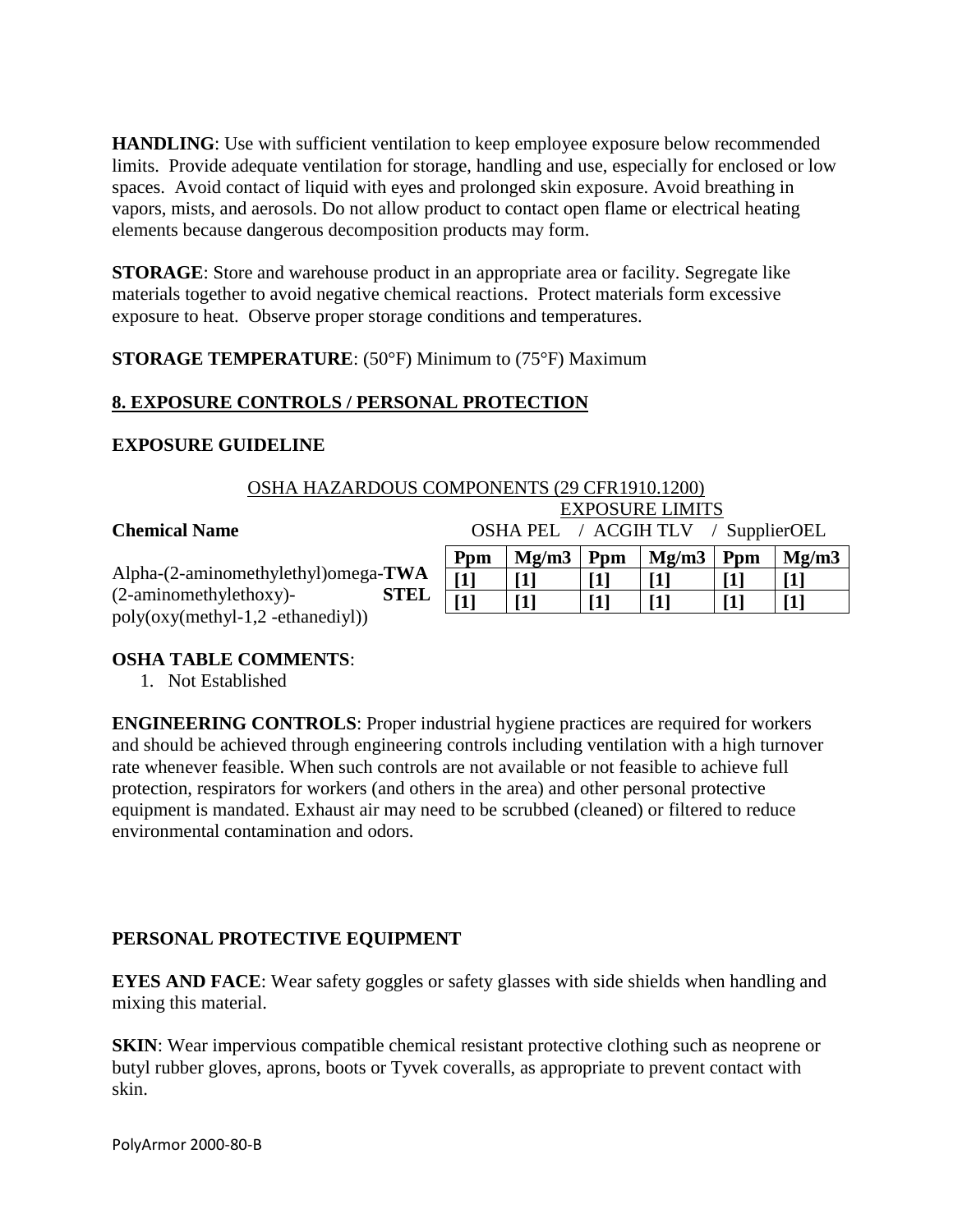**HANDLING**: Use with sufficient ventilation to keep employee exposure below recommended limits. Provide adequate ventilation for storage, handling and use, especially for enclosed or low spaces. Avoid contact of liquid with eyes and prolonged skin exposure. Avoid breathing in vapors, mists, and aerosols. Do not allow product to contact open flame or electrical heating elements because dangerous decomposition products may form.

**STORAGE**: Store and warehouse product in an appropriate area or facility. Segregate like materials together to avoid negative chemical reactions. Protect materials form excessive exposure to heat. Observe proper storage conditions and temperatures.

**STORAGE TEMPERATURE**: (50°F) Minimum to (75°F) Maximum

## 8. EXPOSURE CONTROLS / PERSONAL PROTECTION

### EXPOSURE GUIDELINE

OSHA HAZARDOUS COMPONENTS (29 CFR1910.1200)

| Chemical Name | | EXPOSURE LIMITS OSHA PEL | | ACGIH TLV | | SupplierOEL | |
|---|---|---|---|---|---|---|---|
| | | Ppm | Mg/m3 | Ppm | Mg/m3 | Ppm | Mg/m3 |
| Alpha-(2-aminomethylethyl)omega-(2-aminomethylethoxy)-poly(oxy(methyl-1,2 -ethanediyl)) | **TWA** | [1] | [1] | [1] | [1] | [1] | [1] |
| | **STEL** | [1] | [1] | [1] | [1] | [1] | [1] |

**OSHA TABLE COMMENTS**:

1. Not Established

**ENGINEERING CONTROLS**: Proper industrial hygiene practices are required for workers and should be achieved through engineering controls including ventilation with a high turnover rate whenever feasible. When such controls are not available or not feasible to achieve full protection, respirators for workers (and others in the area) and other personal protective equipment is mandated. Exhaust air may need to be scrubbed (cleaned) or filtered to reduce environmental contamination and odors.

### PERSONAL PROTECTIVE EQUIPMENT

**EYES AND FACE**: Wear safety goggles or safety glasses with side shields when handling and mixing this material.

**SKIN**: Wear impervious compatible chemical resistant protective clothing such as neoprene or butyl rubber gloves, aprons, boots or Tyvek coveralls, as appropriate to prevent contact with skin.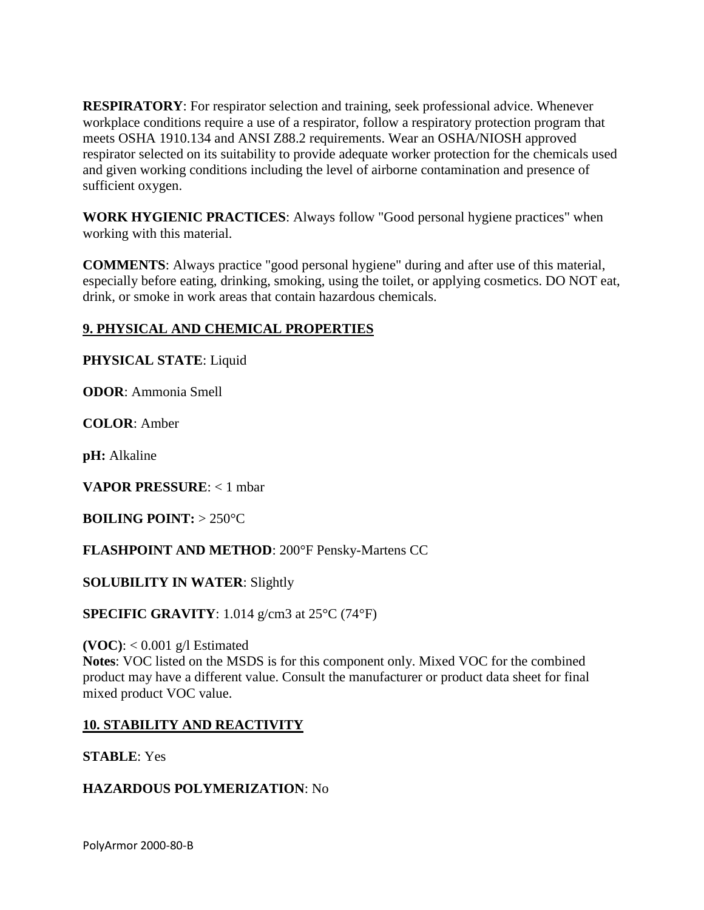**RESPIRATORY**: For respirator selection and training, seek professional advice. Whenever workplace conditions require a use of a respirator, follow a respiratory protection program that meets OSHA 1910.134 and ANSI Z88.2 requirements. Wear an OSHA/NIOSH approved respirator selected on its suitability to provide adequate worker protection for the chemicals used and given working conditions including the level of airborne contamination and presence of sufficient oxygen.

**WORK HYGIENIC PRACTICES**: Always follow "Good personal hygiene practices" when working with this material.

**COMMENTS**: Always practice "good personal hygiene" during and after use of this material, especially before eating, drinking, smoking, using the toilet, or applying cosmetics. DO NOT eat, drink, or smoke in work areas that contain hazardous chemicals.

## 9. PHYSICAL AND CHEMICAL PROPERTIES

**PHYSICAL STATE**: Liquid

**ODOR**: Ammonia Smell

**COLOR**: Amber

**pH:** Alkaline

**VAPOR PRESSURE**: < 1 mbar

**BOILING POINT:** > 250°C

**FLASHPOINT AND METHOD**: 200°F Pensky-Martens CC

**SOLUBILITY IN WATER**: Slightly

**SPECIFIC GRAVITY**: 1.014 g/cm3 at 25°C (74°F)

**(VOC)**: < 0.001 g/l Estimated
**Notes**: VOC listed on the MSDS is for this component only. Mixed VOC for the combined product may have a different value. Consult the manufacturer or product data sheet for final mixed product VOC value.

## 10. STABILITY AND REACTIVITY

**STABLE**: Yes

**HAZARDOUS POLYMERIZATION**: No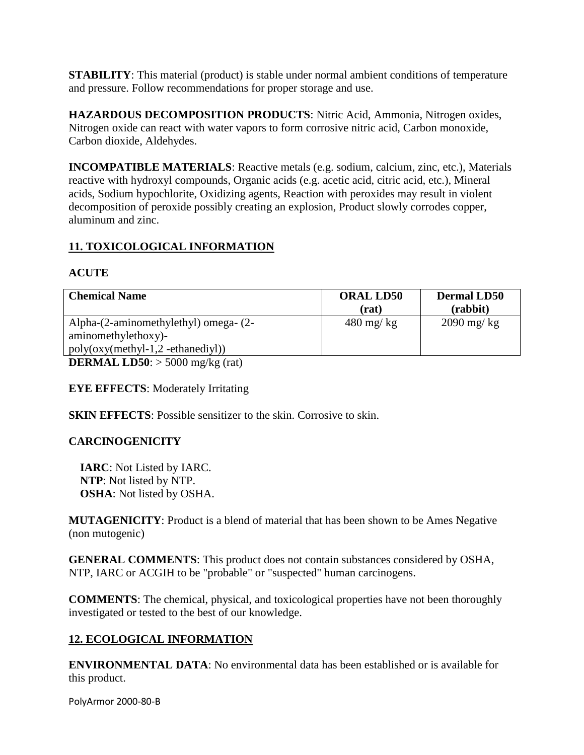**STABILITY**: This material (product) is stable under normal ambient conditions of temperature and pressure. Follow recommendations for proper storage and use.

**HAZARDOUS DECOMPOSITION PRODUCTS**: Nitric Acid, Ammonia, Nitrogen oxides, Nitrogen oxide can react with water vapors to form corrosive nitric acid, Carbon monoxide, Carbon dioxide, Aldehydes.

**INCOMPATIBLE MATERIALS**: Reactive metals (e.g. sodium, calcium, zinc, etc.), Materials reactive with hydroxyl compounds, Organic acids (e.g. acetic acid, citric acid, etc.), Mineral acids, Sodium hypochlorite, Oxidizing agents, Reaction with peroxides may result in violent decomposition of peroxide possibly creating an explosion, Product slowly corrodes copper, aluminum and zinc.

## 11. TOXICOLOGICAL INFORMATION

**ACUTE**

| Chemical Name | ORAL LD50 (rat) | Dermal LD50 (rabbit) |
|---|---|---|
| Alpha-(2-aminomethylethyl) omega- (2-aminomethylethoxy)-poly(oxy(methyl-1,2 -ethanediyl)) | 480 mg/ kg | 2090 mg/ kg |

**DERMAL LD50**: > 5000 mg/kg (rat)

**EYE EFFECTS**: Moderately Irritating

**SKIN EFFECTS**: Possible sensitizer to the skin. Corrosive to skin.

**CARCINOGENICITY**

**IARC**: Not Listed by IARC.
**NTP**: Not listed by NTP.
**OSHA**: Not listed by OSHA.

**MUTAGENICITY**: Product is a blend of material that has been shown to be Ames Negative (non mutogenic)

**GENERAL COMMENTS**: This product does not contain substances considered by OSHA, NTP, IARC or ACGIH to be "probable" or "suspected" human carcinogens.

**COMMENTS**: The chemical, physical, and toxicological properties have not been thoroughly investigated or tested to the best of our knowledge.

## 12. ECOLOGICAL INFORMATION

**ENVIRONMENTAL DATA**: No environmental data has been established or is available for this product.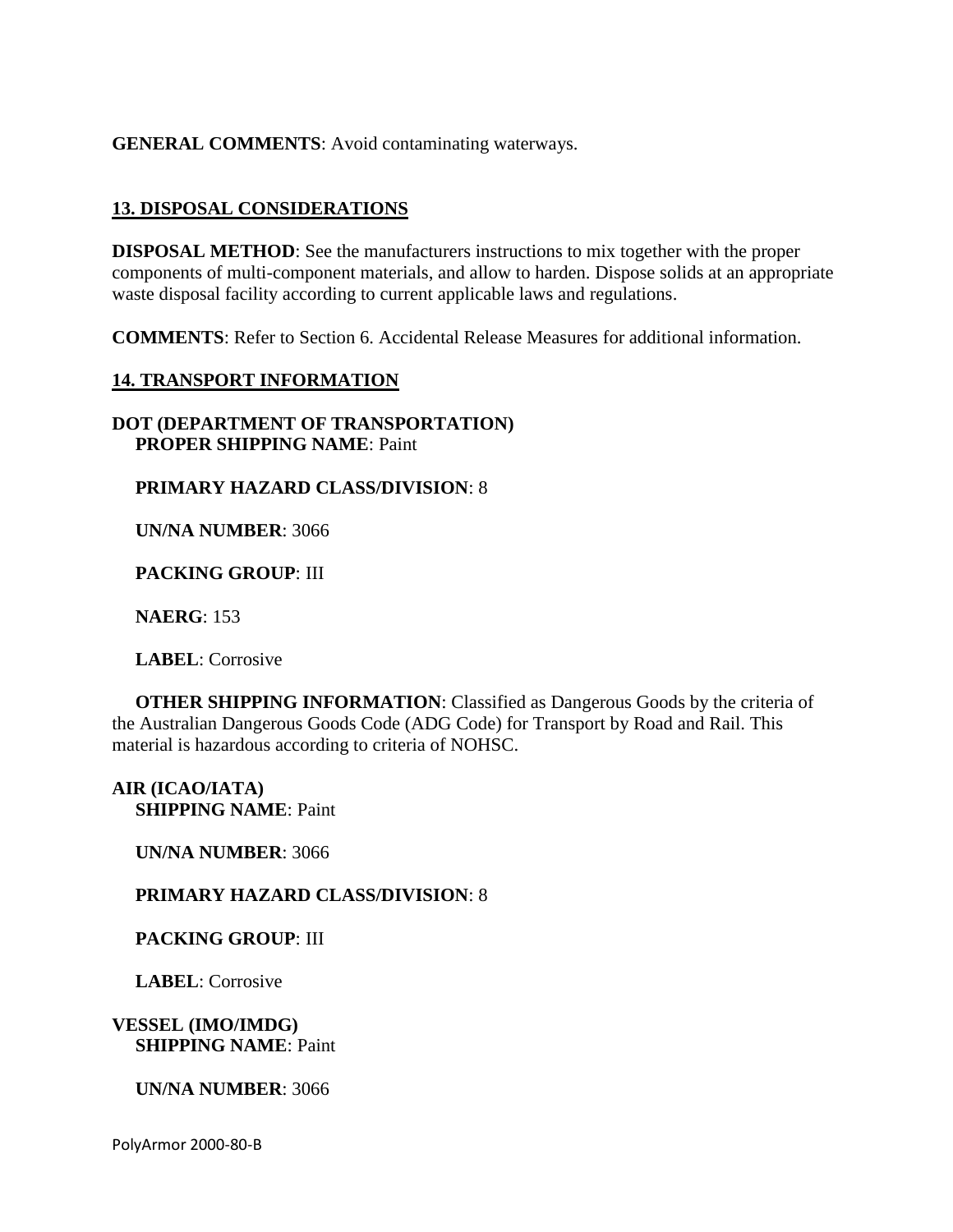**GENERAL COMMENTS**: Avoid contaminating waterways.

## 13. DISPOSAL CONSIDERATIONS

**DISPOSAL METHOD**: See the manufacturers instructions to mix together with the proper components of multi-component materials, and allow to harden. Dispose solids at an appropriate waste disposal facility according to current applicable laws and regulations.

**COMMENTS**: Refer to Section 6. Accidental Release Measures for additional information.

## 14. TRANSPORT INFORMATION

**DOT (DEPARTMENT OF TRANSPORTATION)**

**PROPER SHIPPING NAME**: Paint

**PRIMARY HAZARD CLASS/DIVISION**: 8

**UN/NA NUMBER**: 3066

**PACKING GROUP**: III

**NAERG**: 153

**LABEL**: Corrosive

**OTHER SHIPPING INFORMATION**: Classified as Dangerous Goods by the criteria of the Australian Dangerous Goods Code (ADG Code) for Transport by Road and Rail. This material is hazardous according to criteria of NOHSC.

**AIR (ICAO/IATA)**

**SHIPPING NAME**: Paint

**UN/NA NUMBER**: 3066

**PRIMARY HAZARD CLASS/DIVISION**: 8

**PACKING GROUP**: III

**LABEL**: Corrosive

**VESSEL (IMO/IMDG)**

**SHIPPING NAME**: Paint

**UN/NA NUMBER**: 3066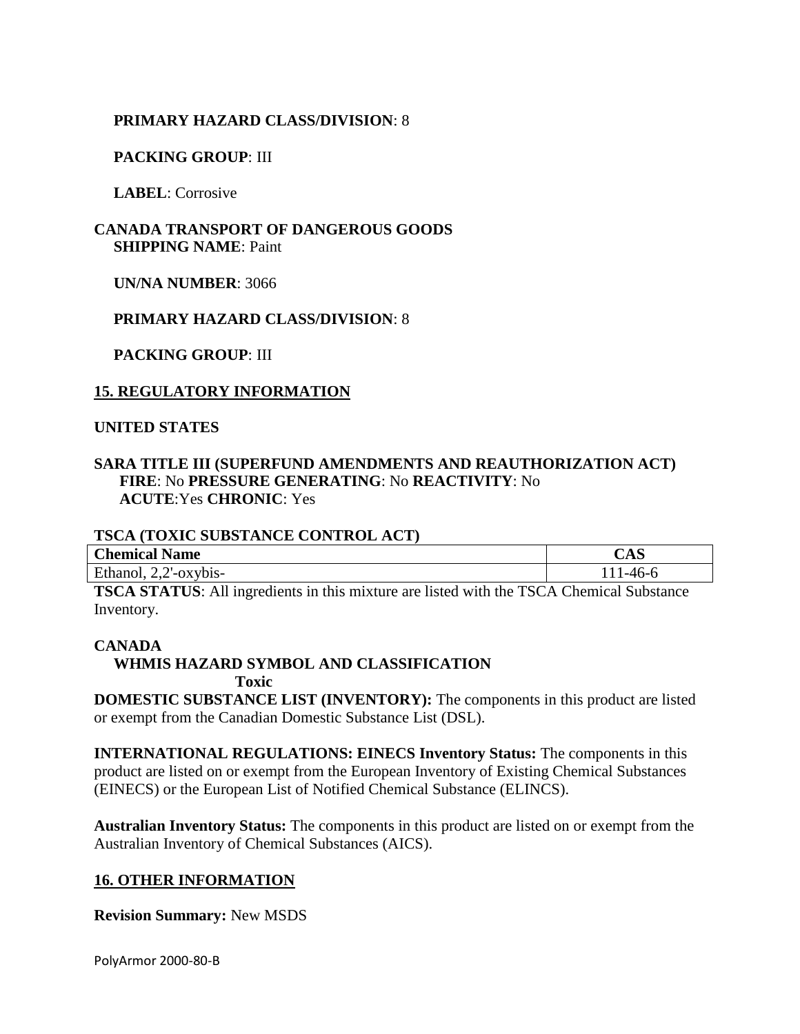**PRIMARY HAZARD CLASS/DIVISION**: 8

**PACKING GROUP**: III

**LABEL**: Corrosive

**CANADA TRANSPORT OF DANGEROUS GOODS**
**SHIPPING NAME**: Paint

**UN/NA NUMBER**: 3066

**PRIMARY HAZARD CLASS/DIVISION**: 8

**PACKING GROUP**: III

## 15. REGULATORY INFORMATION

**UNITED STATES**

**SARA TITLE III (SUPERFUND AMENDMENTS AND REAUTHORIZATION ACT)**
**FIRE**: No **PRESSURE GENERATING**: No **REACTIVITY**: No
**ACUTE**:Yes **CHRONIC**: Yes

**TSCA (TOXIC SUBSTANCE CONTROL ACT)**

| Chemical Name | CAS |
|---|---|
| Ethanol, 2,2'-oxybis- | 111-46-6 |

**TSCA STATUS**: All ingredients in this mixture are listed with the TSCA Chemical Substance Inventory.

**CANADA**
**WHMIS HAZARD SYMBOL AND CLASSIFICATION**
**Toxic**
**DOMESTIC SUBSTANCE LIST (INVENTORY):** The components in this product are listed or exempt from the Canadian Domestic Substance List (DSL).

**INTERNATIONAL REGULATIONS: EINECS Inventory Status:** The components in this product are listed on or exempt from the European Inventory of Existing Chemical Substances (EINECS) or the European List of Notified Chemical Substance (ELINCS).

**Australian Inventory Status:** The components in this product are listed on or exempt from the Australian Inventory of Chemical Substances (AICS).

## 16. OTHER INFORMATION

**Revision Summary:** New MSDS

PolyArmor 2000-80-B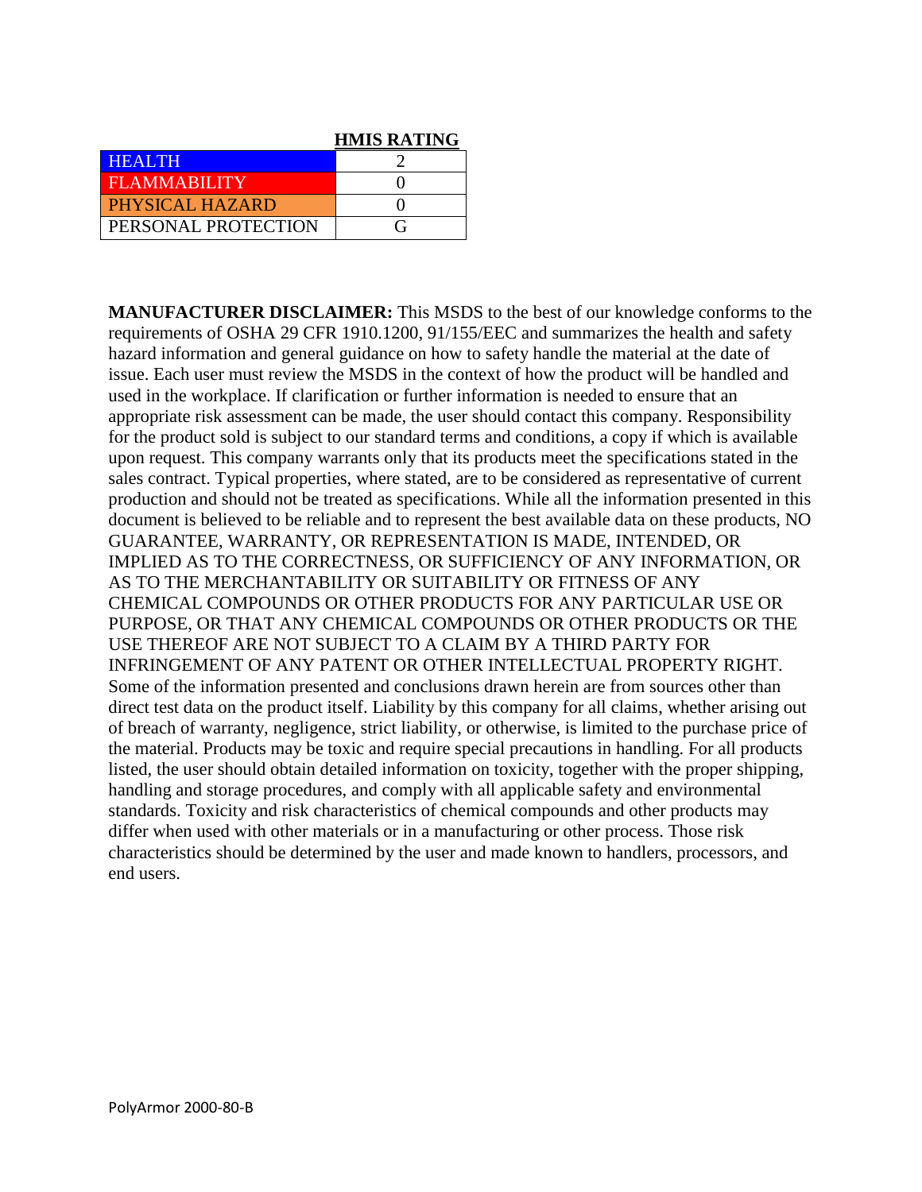| | HMIS RATING |
|---|---|
| HEALTH | 2 |
| FLAMMABILITY | 0 |
| PHYSICAL HAZARD | 0 |
| PERSONAL PROTECTION | G |

**MANUFACTURER DISCLAIMER:** This MSDS to the best of our knowledge conforms to the requirements of OSHA 29 CFR 1910.1200, 91/155/EEC and summarizes the health and safety hazard information and general guidance on how to safety handle the material at the date of issue. Each user must review the MSDS in the context of how the product will be handled and used in the workplace. If clarification or further information is needed to ensure that an appropriate risk assessment can be made, the user should contact this company. Responsibility for the product sold is subject to our standard terms and conditions, a copy if which is available upon request. This company warrants only that its products meet the specifications stated in the sales contract. Typical properties, where stated, are to be considered as representative of current production and should not be treated as specifications. While all the information presented in this document is believed to be reliable and to represent the best available data on these products, NO GUARANTEE, WARRANTY, OR REPRESENTATION IS MADE, INTENDED, OR IMPLIED AS TO THE CORRECTNESS, OR SUFFICIENCY OF ANY INFORMATION, OR AS TO THE MERCHANTABILITY OR SUITABILITY OR FITNESS OF ANY CHEMICAL COMPOUNDS OR OTHER PRODUCTS FOR ANY PARTICULAR USE OR PURPOSE, OR THAT ANY CHEMICAL COMPOUNDS OR OTHER PRODUCTS OR THE USE THEREOF ARE NOT SUBJECT TO A CLAIM BY A THIRD PARTY FOR INFRINGEMENT OF ANY PATENT OR OTHER INTELLECTUAL PROPERTY RIGHT. Some of the information presented and conclusions drawn herein are from sources other than direct test data on the product itself. Liability by this company for all claims, whether arising out of breach of warranty, negligence, strict liability, or otherwise, is limited to the purchase price of the material. Products may be toxic and require special precautions in handling. For all products listed, the user should obtain detailed information on toxicity, together with the proper shipping, handling and storage procedures, and comply with all applicable safety and environmental standards. Toxicity and risk characteristics of chemical compounds and other products may differ when used with other materials or in a manufacturing or other process. Those risk characteristics should be determined by the user and made known to handlers, processors, and end users.